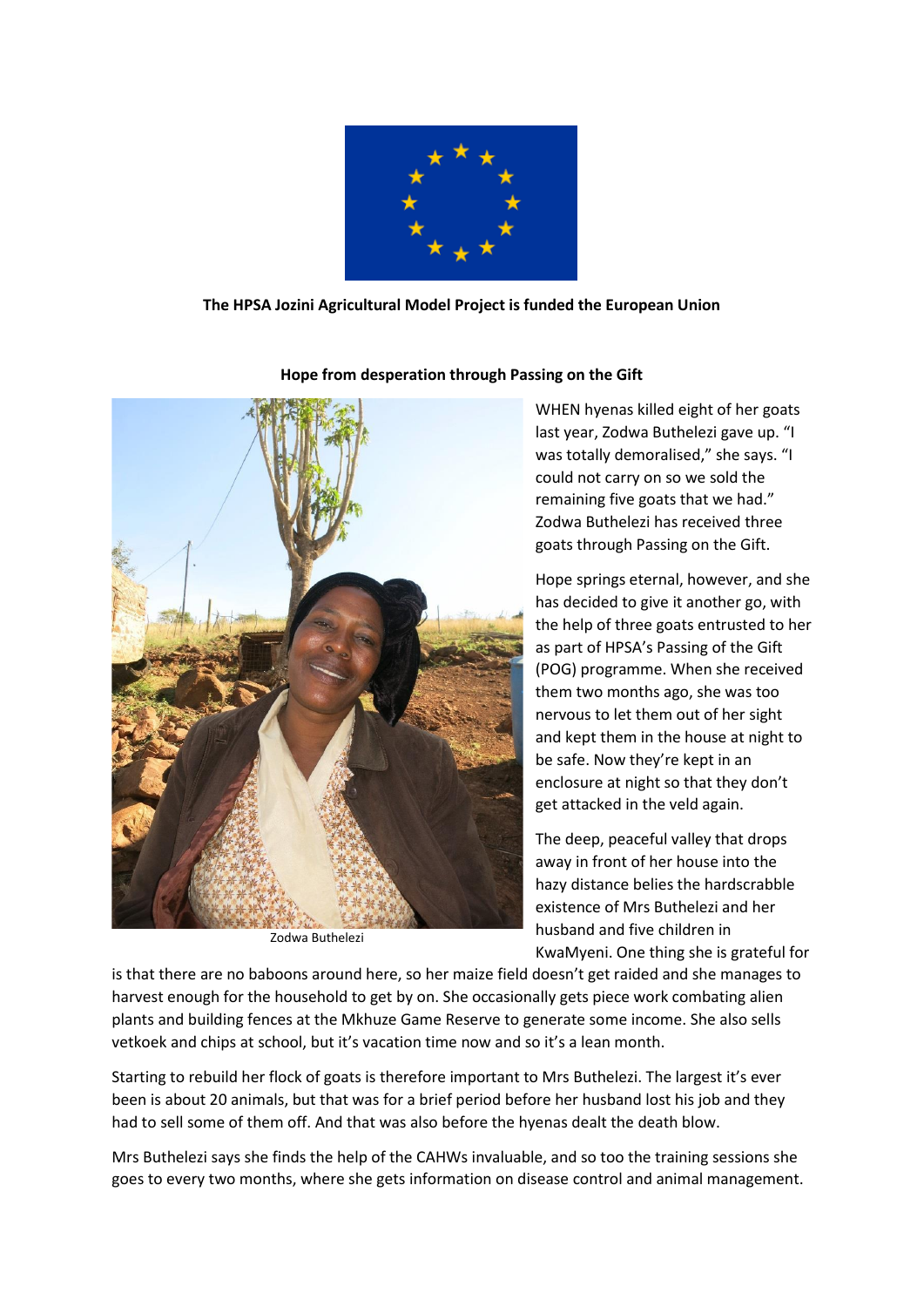**The HPSA Jozini Agricultural Model Project is funded the European Union**

**Hope from desperation through Passing on the Gift**

Zodwa Buthelezi

WHEN hyenas killed eight of her goats last year, Zodwa Buthelezi gave up. "I was totally demoralised," she says. "I could not carry on so we sold the remaining five goats that we had." Zodwa Buthelezi has received three goats through Passing on the Gift.

Hope springs eternal, however, and she has decided to give it another go, with the help of three goats entrusted to her as part of HPSA's Passing of the Gift (POG) programme. When she received them two months ago, she was too nervous to let them out of her sight and kept them in the house at night to be safe. Now they're kept in an enclosure at night so that they don't get attacked in the veld again.

The deep, peaceful valley that drops away in front of her house into the hazy distance belies the hardscrabble existence of Mrs Buthelezi and her husband and five children in KwaMyeni. One thing she is grateful for is that there are no baboons around here, so her maize field doesn't get raided and she manages to harvest enough for the household to get by on. She occasionally gets piece work combating alien plants and building fences at the Mkhuze Game Reserve to generate some income. She also sells vetkoek and chips at school, but it's vacation time now and so it's a lean month.

Starting to rebuild her flock of goats is therefore important to Mrs Buthelezi. The largest it's ever been is about 20 animals, but that was for a brief period before her husband lost his job and they had to sell some of them off. And that was also before the hyenas dealt the death blow.

Mrs Buthelezi says she finds the help of the CAHWs invaluable, and so too the training sessions she goes to every two months, where she gets information on disease control and animal management.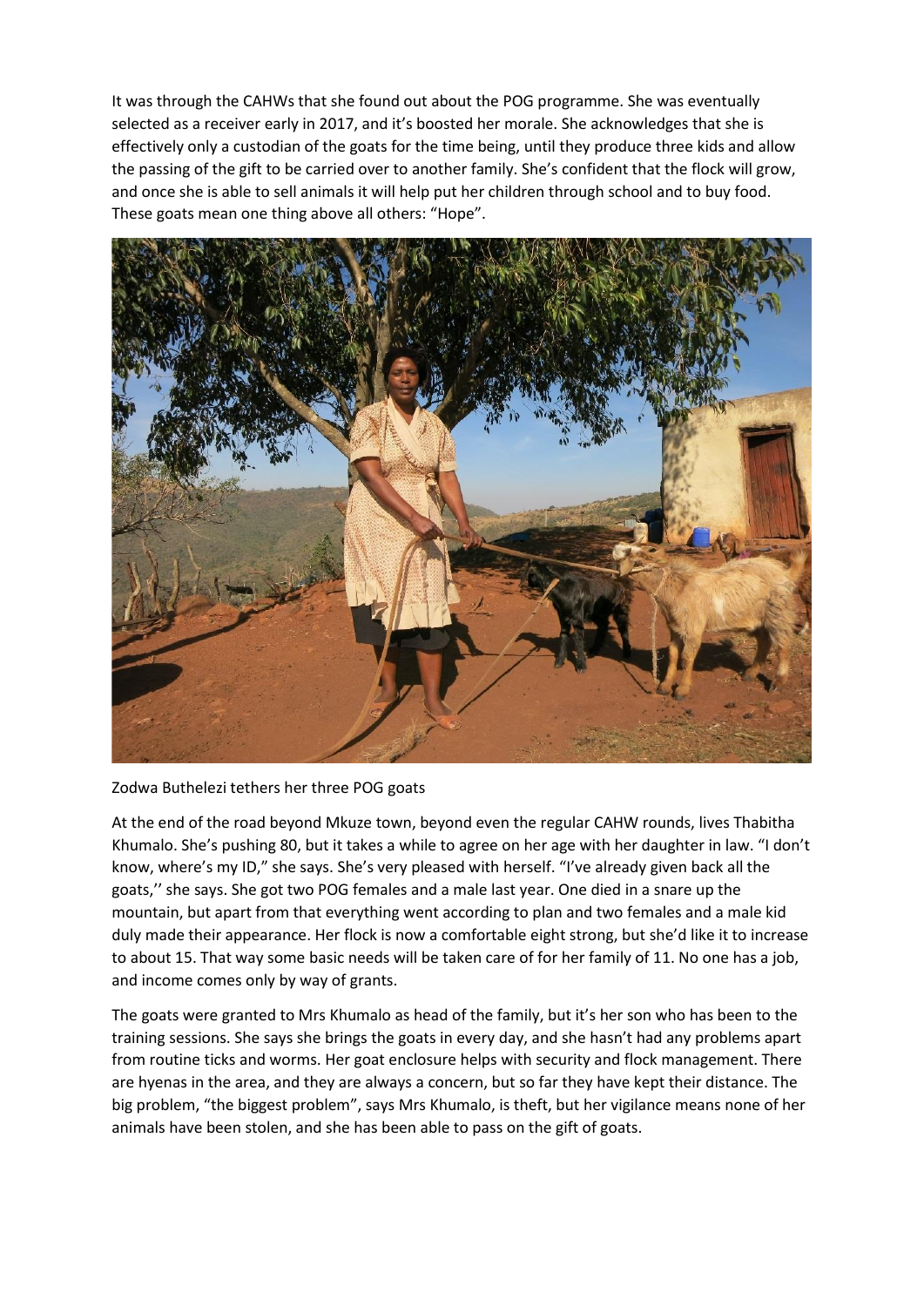It was through the CAHWs that she found out about the POG programme. She was eventually selected as a receiver early in 2017, and it's boosted her morale. She acknowledges that she is effectively only a custodian of the goats for the time being, until they produce three kids and allow the passing of the gift to be carried over to another family. She's confident that the flock will grow, and once she is able to sell animals it will help put her children through school and to buy food. These goats mean one thing above all others: "Hope".

Zodwa Buthelezi tethers her three POG goats

At the end of the road beyond Mkuze town, beyond even the regular CAHW rounds, lives Thabitha Khumalo. She's pushing 80, but it takes a while to agree on her age with her daughter in law. "I don't know, where's my ID," she says. She's very pleased with herself. "I've already given back all the goats,'' she says. She got two POG females and a male last year. One died in a snare up the mountain, but apart from that everything went according to plan and two females and a male kid duly made their appearance. Her flock is now a comfortable eight strong, but she'd like it to increase to about 15. That way some basic needs will be taken care of for her family of 11. No one has a job, and income comes only by way of grants.

The goats were granted to Mrs Khumalo as head of the family, but it's her son who has been to the training sessions. She says she brings the goats in every day, and she hasn't had any problems apart from routine ticks and worms. Her goat enclosure helps with security and flock management. There are hyenas in the area, and they are always a concern, but so far they have kept their distance. The big problem, "the biggest problem", says Mrs Khumalo, is theft, but her vigilance means none of her animals have been stolen, and she has been able to pass on the gift of goats.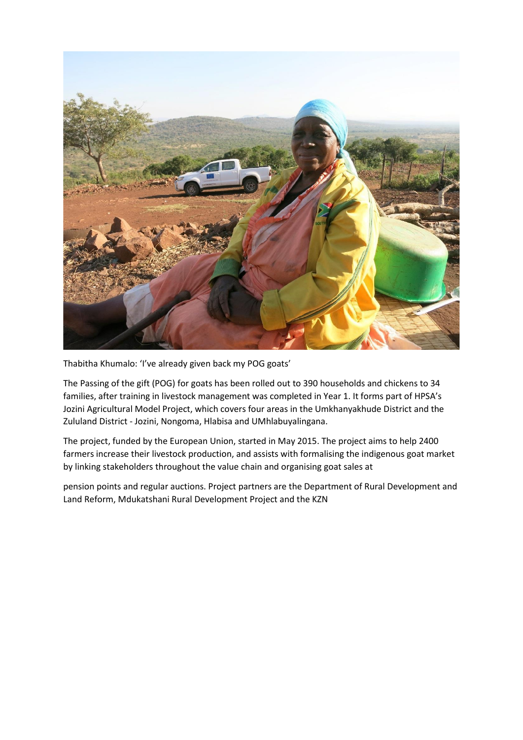Thabitha Khumalo: 'I've already given back my POG goats'

The Passing of the gift (POG) for goats has been rolled out to 390 households and chickens to 34 families, after training in livestock management was completed in Year 1. It forms part of HPSA's Jozini Agricultural Model Project, which covers four areas in the Umkhanyakhude District and the Zululand District - Jozini, Nongoma, Hlabisa and UMhlabuyalingana.

The project, funded by the European Union, started in May 2015. The project aims to help 2400 farmers increase their livestock production, and assists with formalising the indigenous goat market by linking stakeholders throughout the value chain and organising goat sales at

pension points and regular auctions. Project partners are the Department of Rural Development and Land Reform, Mdukatshani Rural Development Project and the KZN